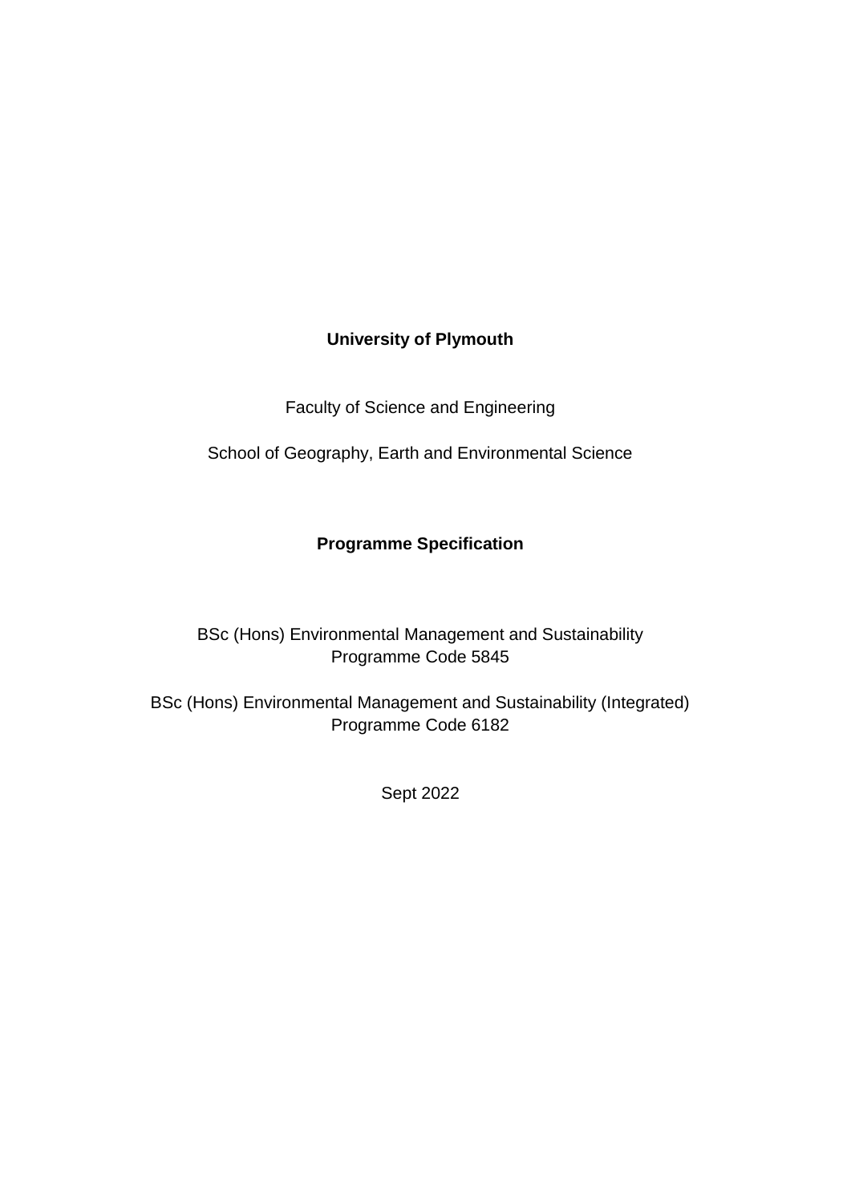**University of Plymouth**

Faculty of Science and Engineering

School of Geography, Earth and Environmental Science

**Programme Specification**

BSc (Hons) Environmental Management and Sustainability
Programme Code 5845

BSc (Hons) Environmental Management and Sustainability (Integrated)
Programme Code 6182

Sept 2022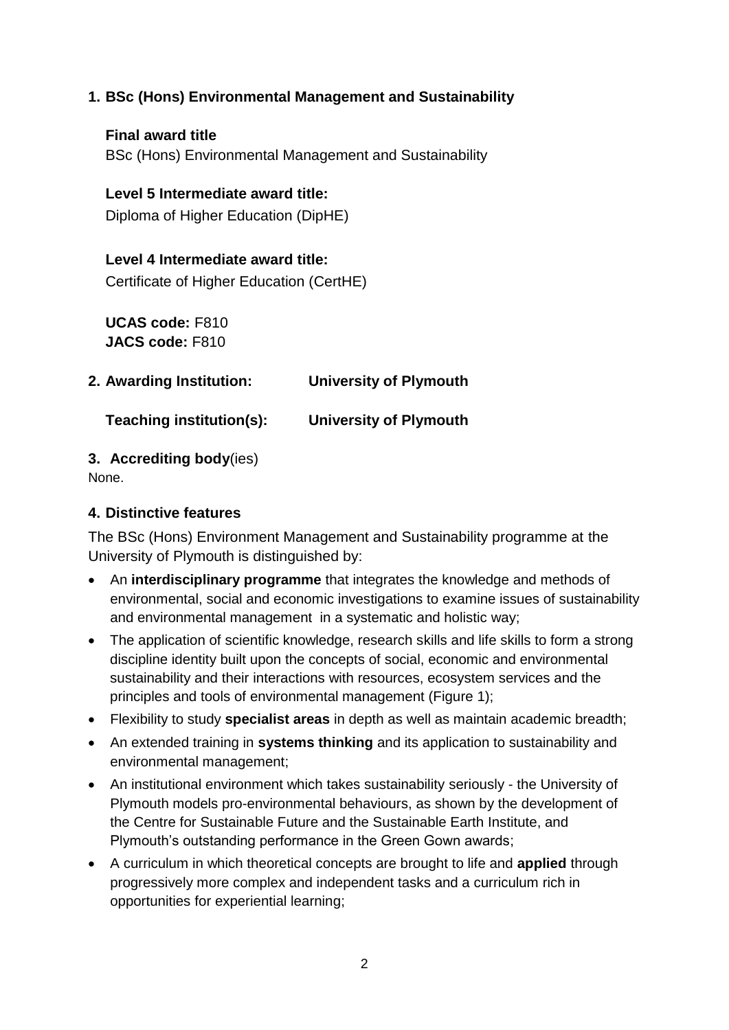## 1. BSc (Hons) Environmental Management and Sustainability

**Final award title**
BSc (Hons) Environmental Management and Sustainability

**Level 5 Intermediate award title:**
Diploma of Higher Education (DipHE)

**Level 4 Intermediate award title:**
Certificate of Higher Education (CertHE)

**UCAS code:** F810
**JACS code:** F810

## 2. Awarding Institution: University of Plymouth

**Teaching institution(s): University of Plymouth**

## 3. Accrediting body(ies)

None.

## 4. Distinctive features

The BSc (Hons) Environment Management and Sustainability programme at the University of Plymouth is distinguished by:

- An **interdisciplinary programme** that integrates the knowledge and methods of environmental, social and economic investigations to examine issues of sustainability and environmental management in a systematic and holistic way;
- The application of scientific knowledge, research skills and life skills to form a strong discipline identity built upon the concepts of social, economic and environmental sustainability and their interactions with resources, ecosystem services and the principles and tools of environmental management (Figure 1);
- Flexibility to study **specialist areas** in depth as well as maintain academic breadth;
- An extended training in **systems thinking** and its application to sustainability and environmental management;
- An institutional environment which takes sustainability seriously - the University of Plymouth models pro-environmental behaviours, as shown by the development of the Centre for Sustainable Future and the Sustainable Earth Institute, and Plymouth's outstanding performance in the Green Gown awards;
- A curriculum in which theoretical concepts are brought to life and **applied** through progressively more complex and independent tasks and a curriculum rich in opportunities for experiential learning;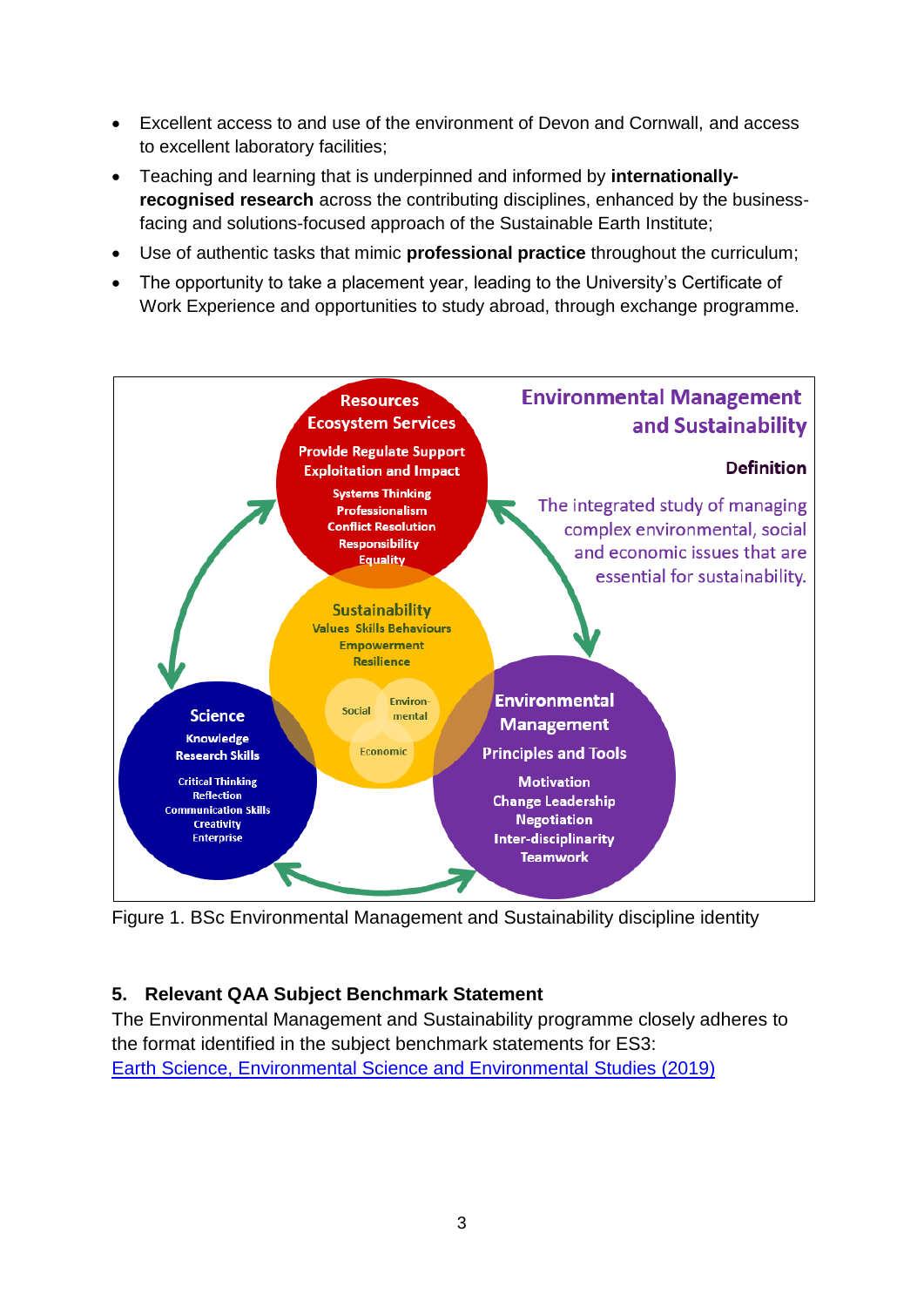- Excellent access to and use of the environment of Devon and Cornwall, and access to excellent laboratory facilities;
- Teaching and learning that is underpinned and informed by **internationally-recognised research** across the contributing disciplines, enhanced by the business-facing and solutions-focused approach of the Sustainable Earth Institute;
- Use of authentic tasks that mimic **professional practice** throughout the curriculum;
- The opportunity to take a placement year, leading to the University's Certificate of Work Experience and opportunities to study abroad, through exchange programme.

**Environmental Management and Sustainability**

**Definition**

The integrated study of managing complex environmental, social and economic issues that are essential for sustainability.

**Resources Ecosystem Services**
Provide Regulate Support
Exploitation and Impact
Systems Thinking
Professionalism
Conflict Resolution
Responsibility
Equality

**Sustainability**
Values Skills Behaviours
Empowerment
Resilience
Social, Environmental, Economic

**Science**
Knowledge
Research Skills
Critical Thinking
Reflection
Communication Skills
Creativity
Enterprise

**Environmental Management**
Principles and Tools
Motivation
Change Leadership
Negotiation
Inter-disciplinarity
Teamwork

Figure 1. BSc Environmental Management and Sustainability discipline identity

## 5. Relevant QAA Subject Benchmark Statement

The Environmental Management and Sustainability programme closely adheres to the format identified in the subject benchmark statements for ES3: Earth Science, Environmental Science and Environmental Studies (2019)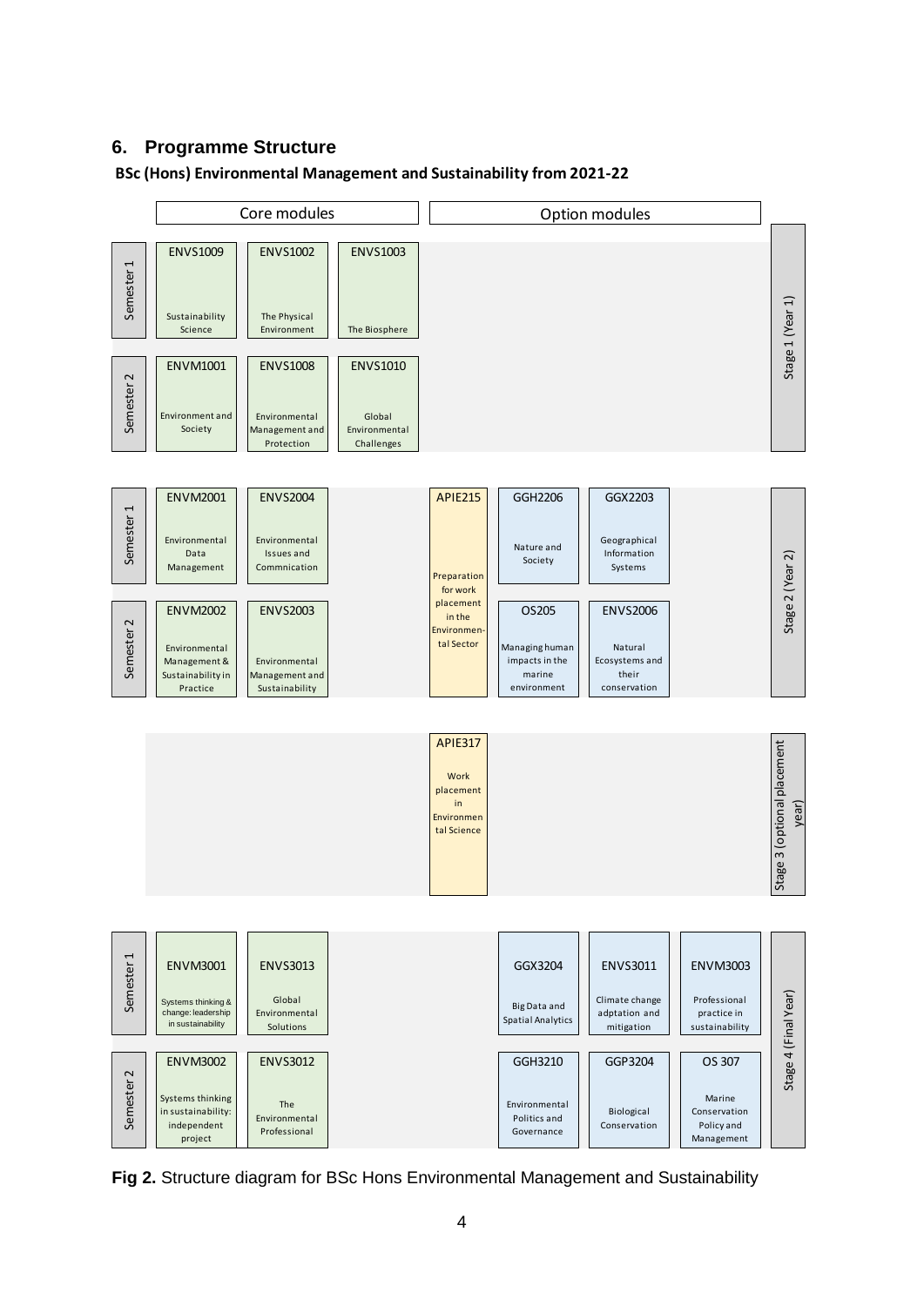## 6. Programme Structure

**BSc (Hons) Environmental Management and Sustainability from 2021-22**

| Stage | Semester | Core modules | | | Option modules | | | |
|---|---|---|---|---|---|---|---|---|
| Stage 1 (Year 1) | Semester 1 | ENVS1009 Sustainability Science | ENVS1002 The Physical Environment | ENVS1003 The Biosphere | | | | |
| | Semester 2 | ENVM1001 Environment and Society | ENVS1008 Environmental Management and Protection | ENVS1010 Global Environmental Challenges | | | | |
| Stage 2 (Year 2) | Semester 1 | ENVM2001 Environmental Data Management | ENVS2004 Environmental Issues and Commnication | | APIE215 Preparation for work placement in the Environmental Sector | GGH2206 Nature and Society | GGX2203 Geographical Information Systems | |
| | Semester 2 | ENVM2002 Environmental Management & Sustainability in Practice | ENVS2003 Environmental Management and Sustainability | | | OS205 Managing human impacts in the marine environment | ENVS2006 Natural Ecosystems and their conservation | |
| Stage 3 (optional placement year) | | | | | APIE317 Work placement in Environmental Science | | | |
| Stage 4 (Final Year) | Semester 1 | ENVM3001 Systems thinking & change: leadership in sustainability | ENVS3013 Global Environmental Solutions | | | GGX3204 Big Data and Spatial Analytics | ENVS3011 Climate change adptation and mitigation | ENVM3003 Professional practice in sustainability |
| | Semester 2 | ENVM3002 Systems thinking in sustainability: independent project | ENVS3012 The Environmental Professional | | | GGH3210 Environmental Politics and Governance | GGP3204 Biological Conservation | OS 307 Marine Conservation Policy and Management |

**Fig 2.** Structure diagram for BSc Hons Environmental Management and Sustainability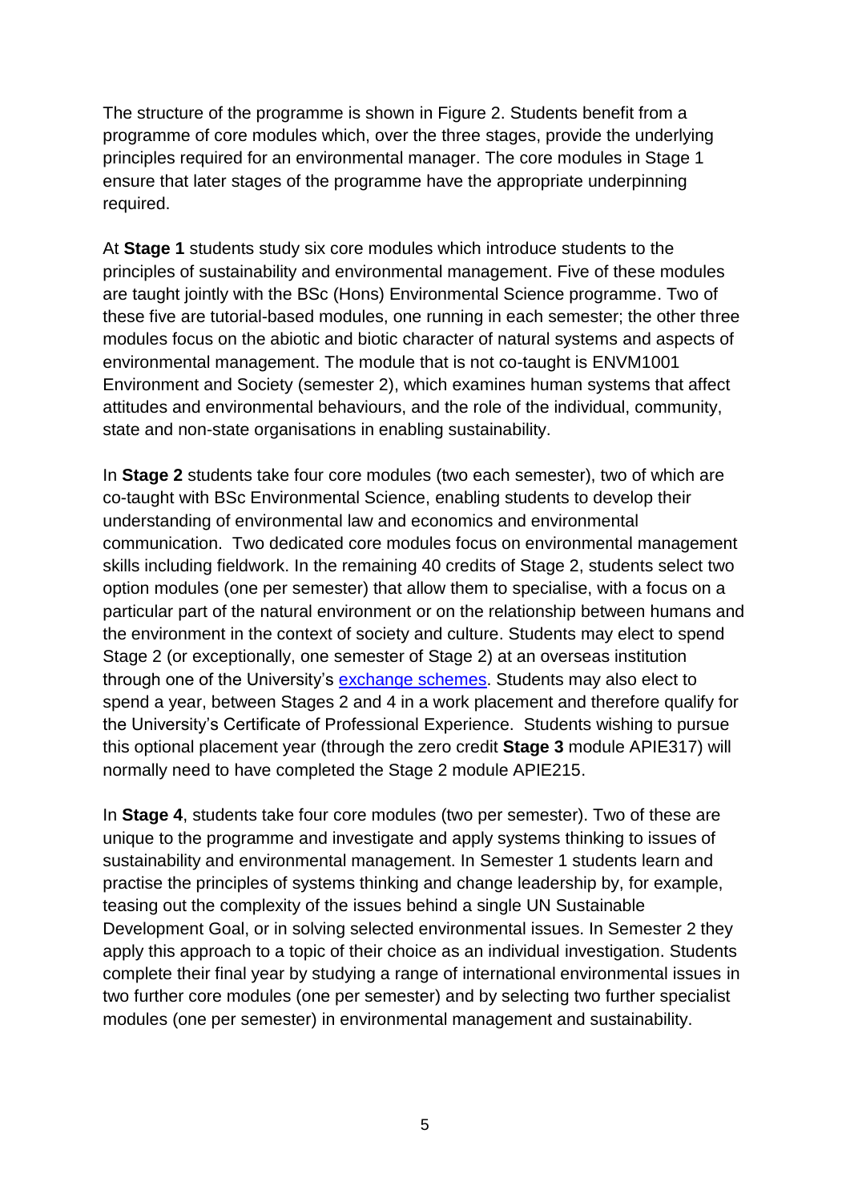The structure of the programme is shown in Figure 2. Students benefit from a programme of core modules which, over the three stages, provide the underlying principles required for an environmental manager. The core modules in Stage 1 ensure that later stages of the programme have the appropriate underpinning required.

At **Stage 1** students study six core modules which introduce students to the principles of sustainability and environmental management. Five of these modules are taught jointly with the BSc (Hons) Environmental Science programme. Two of these five are tutorial-based modules, one running in each semester; the other three modules focus on the abiotic and biotic character of natural systems and aspects of environmental management. The module that is not co-taught is ENVM1001 Environment and Society (semester 2), which examines human systems that affect attitudes and environmental behaviours, and the role of the individual, community, state and non-state organisations in enabling sustainability.

In **Stage 2** students take four core modules (two each semester), two of which are co-taught with BSc Environmental Science, enabling students to develop their understanding of environmental law and economics and environmental communication. Two dedicated core modules focus on environmental management skills including fieldwork. In the remaining 40 credits of Stage 2, students select two option modules (one per semester) that allow them to specialise, with a focus on a particular part of the natural environment or on the relationship between humans and the environment in the context of society and culture. Students may elect to spend Stage 2 (or exceptionally, one semester of Stage 2) at an overseas institution through one of the University's exchange schemes. Students may also elect to spend a year, between Stages 2 and 4 in a work placement and therefore qualify for the University's Certificate of Professional Experience. Students wishing to pursue this optional placement year (through the zero credit **Stage 3** module APIE317) will normally need to have completed the Stage 2 module APIE215.

In **Stage 4**, students take four core modules (two per semester). Two of these are unique to the programme and investigate and apply systems thinking to issues of sustainability and environmental management. In Semester 1 students learn and practise the principles of systems thinking and change leadership by, for example, teasing out the complexity of the issues behind a single UN Sustainable Development Goal, or in solving selected environmental issues. In Semester 2 they apply this approach to a topic of their choice as an individual investigation. Students complete their final year by studying a range of international environmental issues in two further core modules (one per semester) and by selecting two further specialist modules (one per semester) in environmental management and sustainability.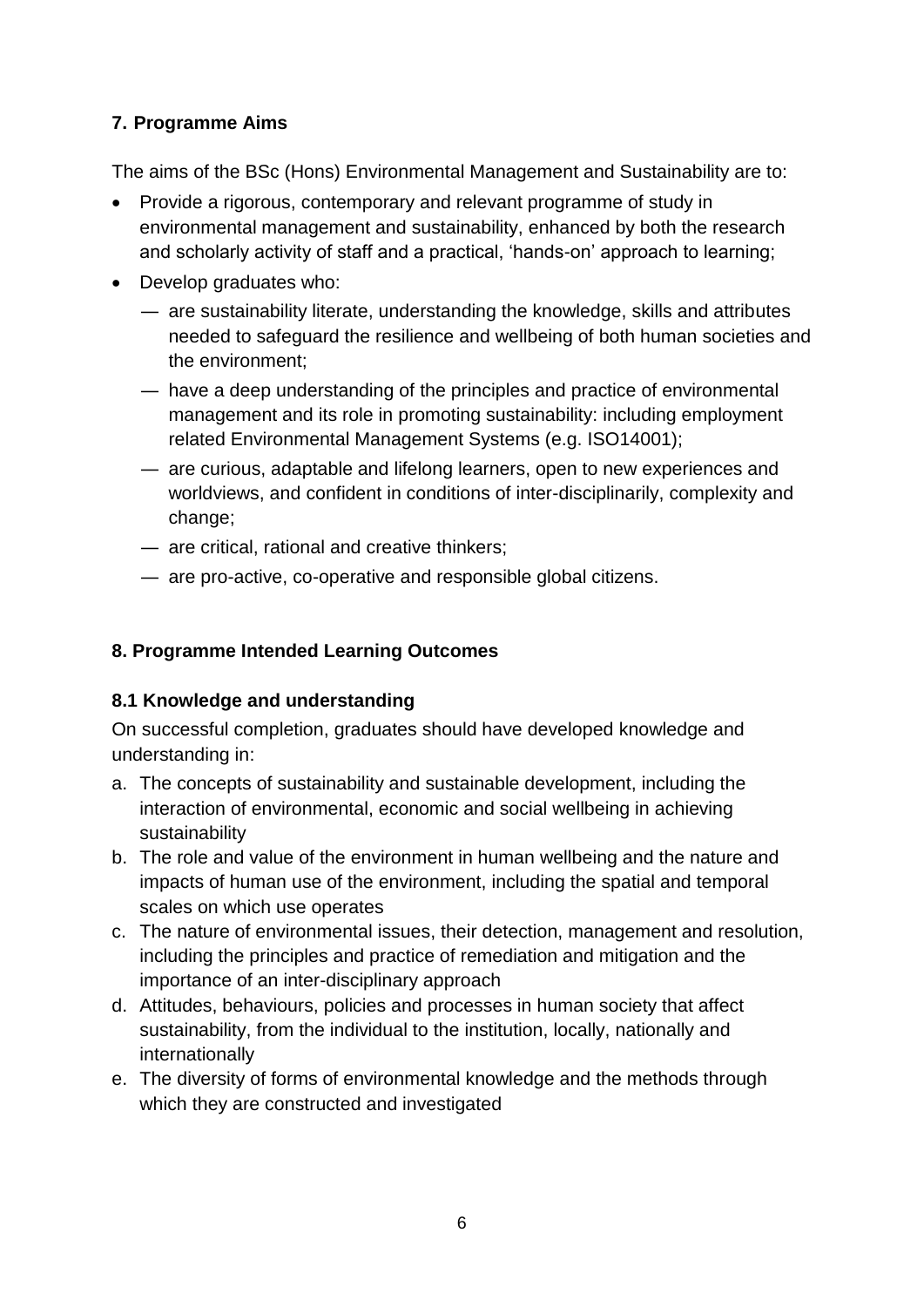## 7. Programme Aims

The aims of the BSc (Hons) Environmental Management and Sustainability are to:

- Provide a rigorous, contemporary and relevant programme of study in environmental management and sustainability, enhanced by both the research and scholarly activity of staff and a practical, 'hands-on' approach to learning;
- Develop graduates who:
  - — are sustainability literate, understanding the knowledge, skills and attributes needed to safeguard the resilience and wellbeing of both human societies and the environment;
  - — have a deep understanding of the principles and practice of environmental management and its role in promoting sustainability: including employment related Environmental Management Systems (e.g. ISO14001);
  - — are curious, adaptable and lifelong learners, open to new experiences and worldviews, and confident in conditions of inter-disciplinarily, complexity and change;
  - — are critical, rational and creative thinkers;
  - — are pro-active, co-operative and responsible global citizens.

## 8. Programme Intended Learning Outcomes

### 8.1 Knowledge and understanding

On successful completion, graduates should have developed knowledge and understanding in:

a. The concepts of sustainability and sustainable development, including the interaction of environmental, economic and social wellbeing in achieving sustainability
b. The role and value of the environment in human wellbeing and the nature and impacts of human use of the environment, including the spatial and temporal scales on which use operates
c. The nature of environmental issues, their detection, management and resolution, including the principles and practice of remediation and mitigation and the importance of an inter-disciplinary approach
d. Attitudes, behaviours, policies and processes in human society that affect sustainability, from the individual to the institution, locally, nationally and internationally
e. The diversity of forms of environmental knowledge and the methods through which they are constructed and investigated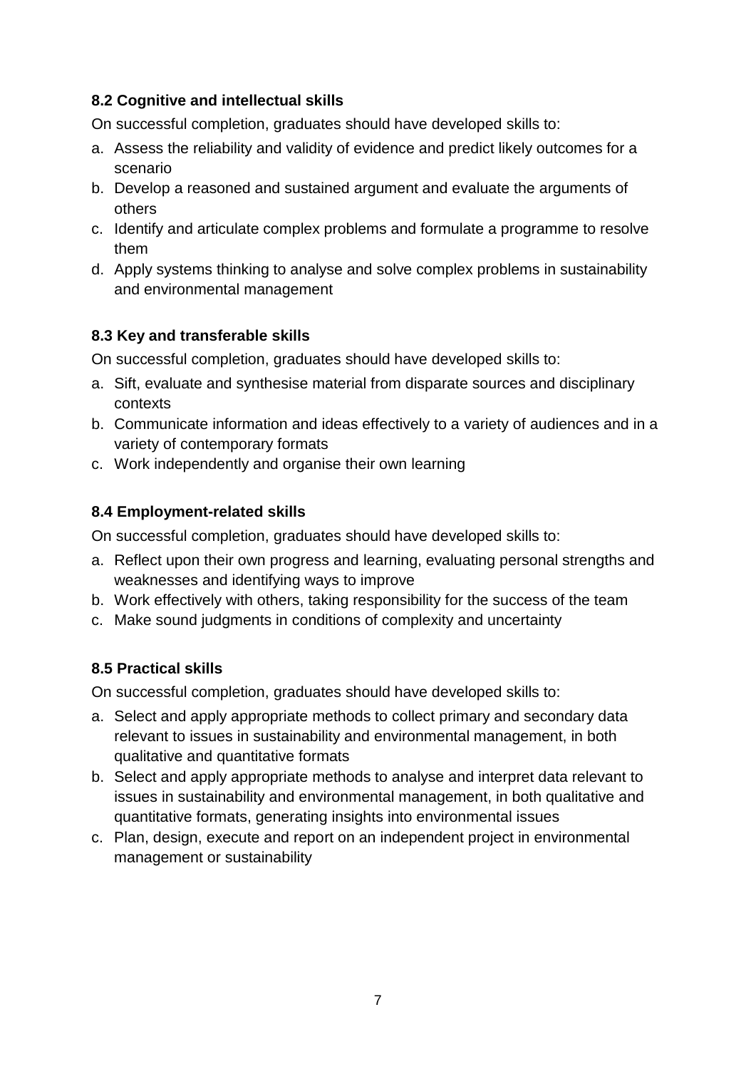### 8.2 Cognitive and intellectual skills

On successful completion, graduates should have developed skills to:

a. Assess the reliability and validity of evidence and predict likely outcomes for a scenario
b. Develop a reasoned and sustained argument and evaluate the arguments of others
c. Identify and articulate complex problems and formulate a programme to resolve them
d. Apply systems thinking to analyse and solve complex problems in sustainability and environmental management

### 8.3 Key and transferable skills

On successful completion, graduates should have developed skills to:

a. Sift, evaluate and synthesise material from disparate sources and disciplinary contexts
b. Communicate information and ideas effectively to a variety of audiences and in a variety of contemporary formats
c. Work independently and organise their own learning

### 8.4 Employment-related skills

On successful completion, graduates should have developed skills to:

a. Reflect upon their own progress and learning, evaluating personal strengths and weaknesses and identifying ways to improve
b. Work effectively with others, taking responsibility for the success of the team
c. Make sound judgments in conditions of complexity and uncertainty

### 8.5 Practical skills

On successful completion, graduates should have developed skills to:

a. Select and apply appropriate methods to collect primary and secondary data relevant to issues in sustainability and environmental management, in both qualitative and quantitative formats
b. Select and apply appropriate methods to analyse and interpret data relevant to issues in sustainability and environmental management, in both qualitative and quantitative formats, generating insights into environmental issues
c. Plan, design, execute and report on an independent project in environmental management or sustainability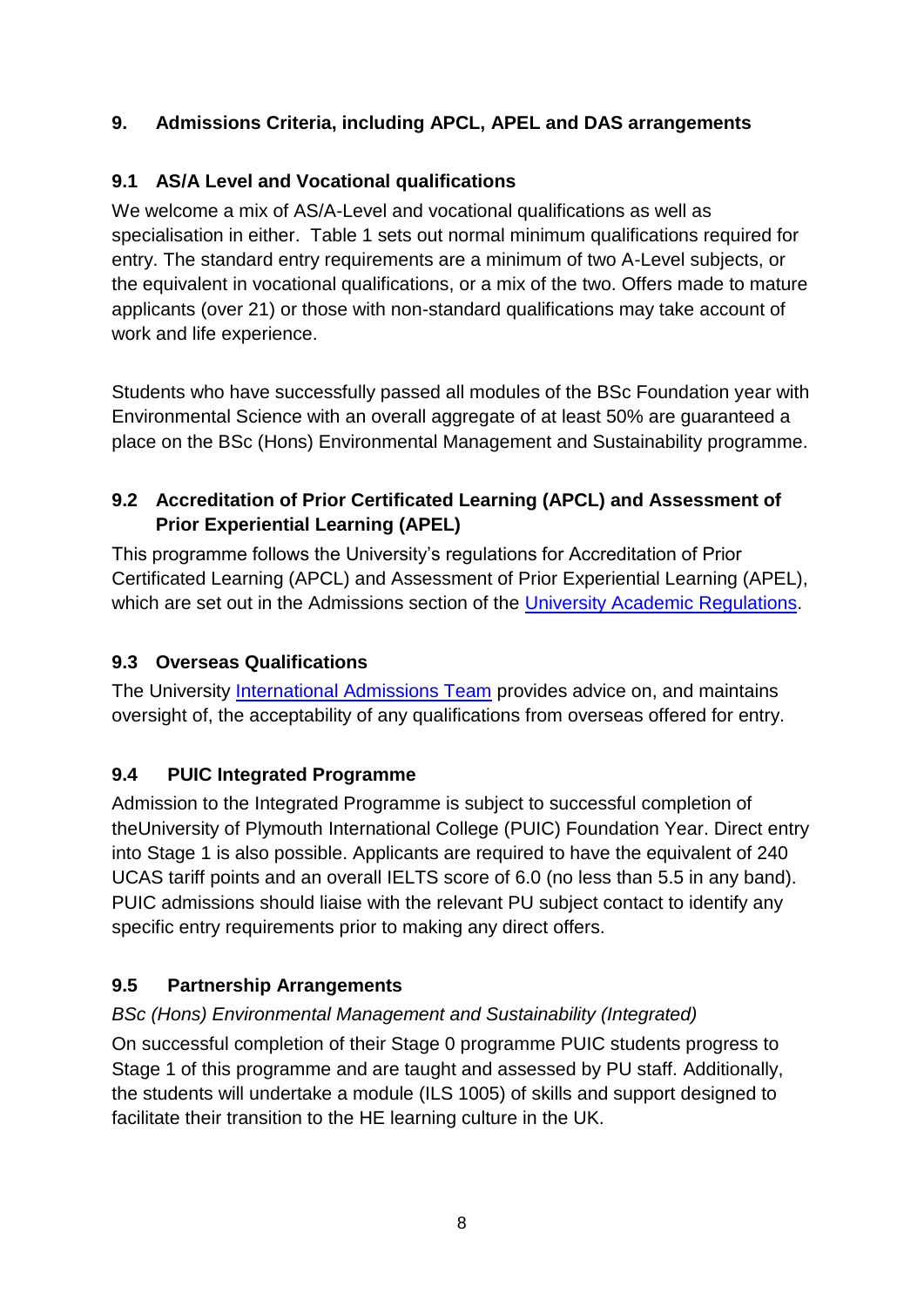## 9. Admissions Criteria, including APCL, APEL and DAS arrangements

### 9.1 AS/A Level and Vocational qualifications

We welcome a mix of AS/A-Level and vocational qualifications as well as specialisation in either. Table 1 sets out normal minimum qualifications required for entry. The standard entry requirements are a minimum of two A-Level subjects, or the equivalent in vocational qualifications, or a mix of the two. Offers made to mature applicants (over 21) or those with non-standard qualifications may take account of work and life experience.

Students who have successfully passed all modules of the BSc Foundation year with Environmental Science with an overall aggregate of at least 50% are guaranteed a place on the BSc (Hons) Environmental Management and Sustainability programme.

### 9.2 Accreditation of Prior Certificated Learning (APCL) and Assessment of Prior Experiential Learning (APEL)

This programme follows the University's regulations for Accreditation of Prior Certificated Learning (APCL) and Assessment of Prior Experiential Learning (APEL), which are set out in the Admissions section of the University Academic Regulations.

### 9.3 Overseas Qualifications

The University International Admissions Team provides advice on, and maintains oversight of, the acceptability of any qualifications from overseas offered for entry.

### 9.4 PUIC Integrated Programme

Admission to the Integrated Programme is subject to successful completion of theUniversity of Plymouth International College (PUIC) Foundation Year. Direct entry into Stage 1 is also possible. Applicants are required to have the equivalent of 240 UCAS tariff points and an overall IELTS score of 6.0 (no less than 5.5 in any band). PUIC admissions should liaise with the relevant PU subject contact to identify any specific entry requirements prior to making any direct offers.

### 9.5 Partnership Arrangements

*BSc (Hons) Environmental Management and Sustainability (Integrated)*

On successful completion of their Stage 0 programme PUIC students progress to Stage 1 of this programme and are taught and assessed by PU staff. Additionally, the students will undertake a module (ILS 1005) of skills and support designed to facilitate their transition to the HE learning culture in the UK.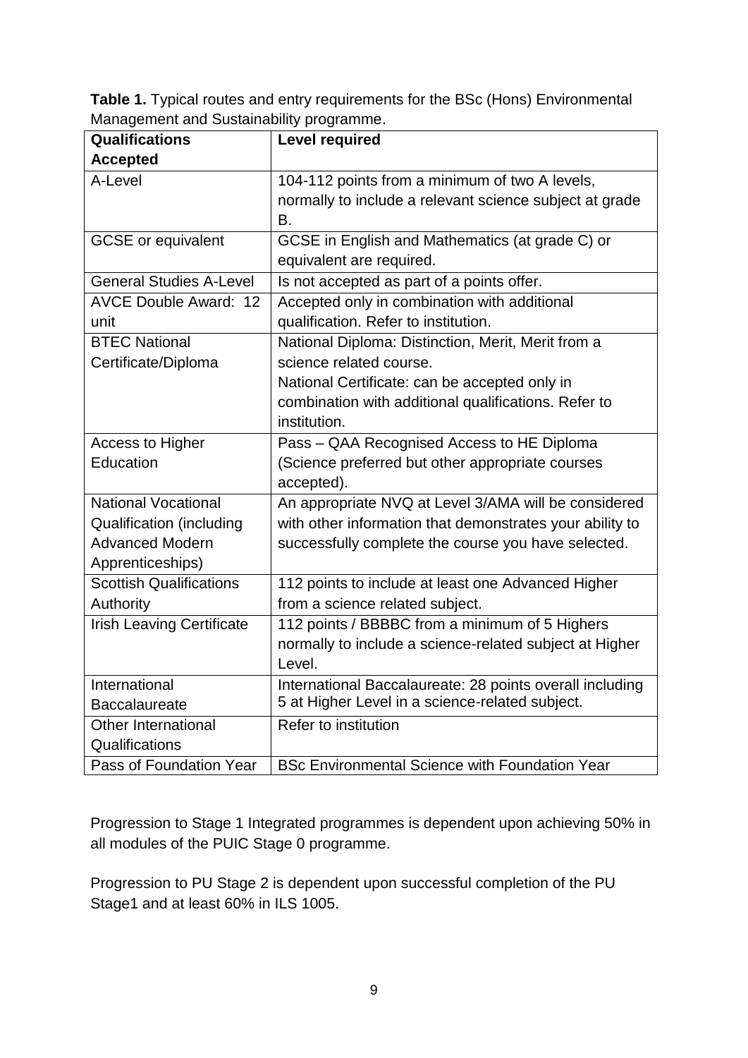**Table 1.** Typical routes and entry requirements for the BSc (Hons) Environmental Management and Sustainability programme.

| Qualifications Accepted | Level required |
| --- | --- |
| A-Level | 104-112 points from a minimum of two A levels, normally to include a relevant science subject at grade B. |
| GCSE or equivalent | GCSE in English and Mathematics (at grade C) or equivalent are required. |
| General Studies A-Level | Is not accepted as part of a points offer. |
| AVCE Double Award: 12 unit | Accepted only in combination with additional qualification. Refer to institution. |
| BTEC National Certificate/Diploma | National Diploma: Distinction, Merit, Merit from a science related course.<br>National Certificate: can be accepted only in combination with additional qualifications. Refer to institution. |
| Access to Higher Education | Pass – QAA Recognised Access to HE Diploma (Science preferred but other appropriate courses accepted). |
| National Vocational Qualification (including Advanced Modern Apprenticeships) | An appropriate NVQ at Level 3/AMA will be considered with other information that demonstrates your ability to successfully complete the course you have selected. |
| Scottish Qualifications Authority | 112 points to include at least one Advanced Higher from a science related subject. |
| Irish Leaving Certificate | 112 points / BBBBC from a minimum of 5 Highers normally to include a science-related subject at Higher Level. |
| International Baccalaureate | International Baccalaureate: 28 points overall including 5 at Higher Level in a science-related subject. |
| Other International Qualifications | Refer to institution |
| Pass of Foundation Year | BSc Environmental Science with Foundation Year |

Progression to Stage 1 Integrated programmes is dependent upon achieving 50% in all modules of the PUIC Stage 0 programme.

Progression to PU Stage 2 is dependent upon successful completion of the PU Stage1 and at least 60% in ILS 1005.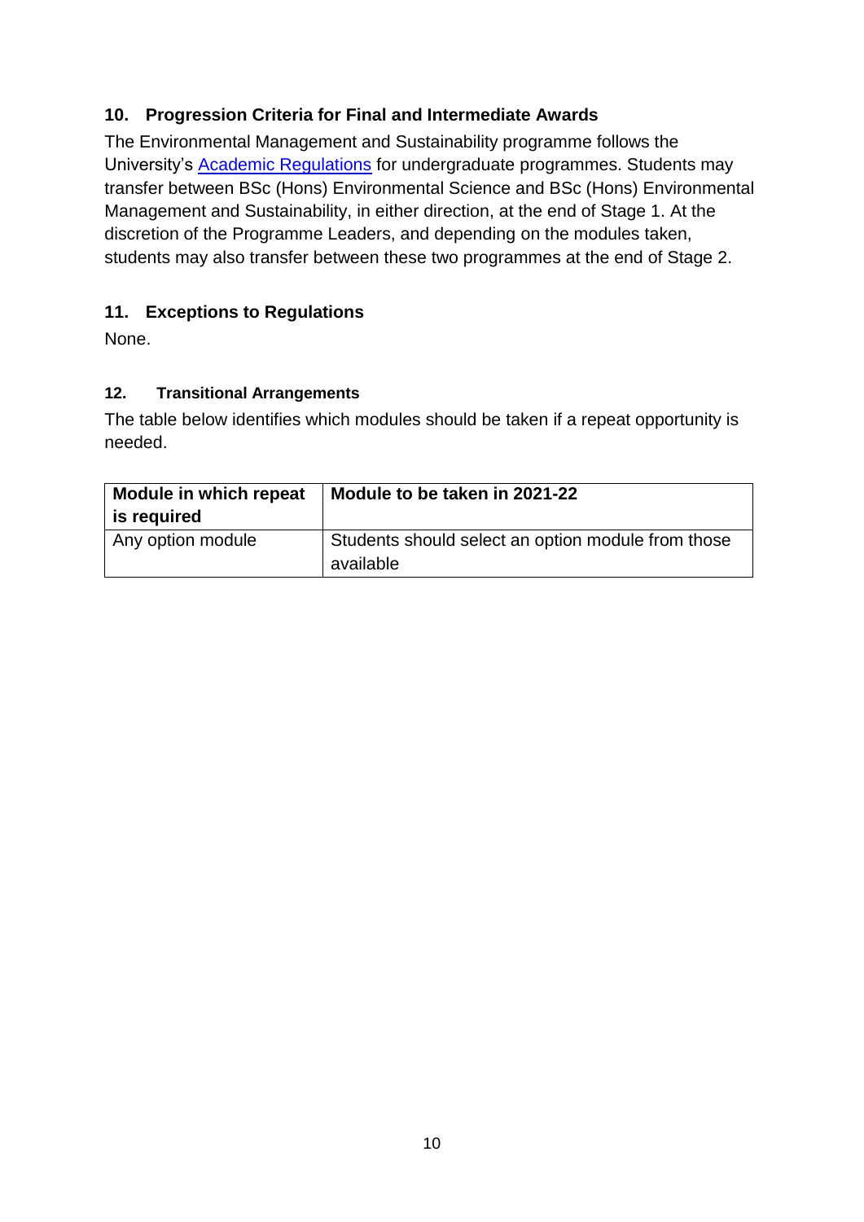## 10. Progression Criteria for Final and Intermediate Awards

The Environmental Management and Sustainability programme follows the University's [Academic Regulations] for undergraduate programmes. Students may transfer between BSc (Hons) Environmental Science and BSc (Hons) Environmental Management and Sustainability, in either direction, at the end of Stage 1. At the discretion of the Programme Leaders, and depending on the modules taken, students may also transfer between these two programmes at the end of Stage 2.

## 11. Exceptions to Regulations

None.

## 12. Transitional Arrangements

The table below identifies which modules should be taken if a repeat opportunity is needed.

| Module in which repeat is required | Module to be taken in 2021-22 |
|---|---|
| Any option module | Students should select an option module from those available |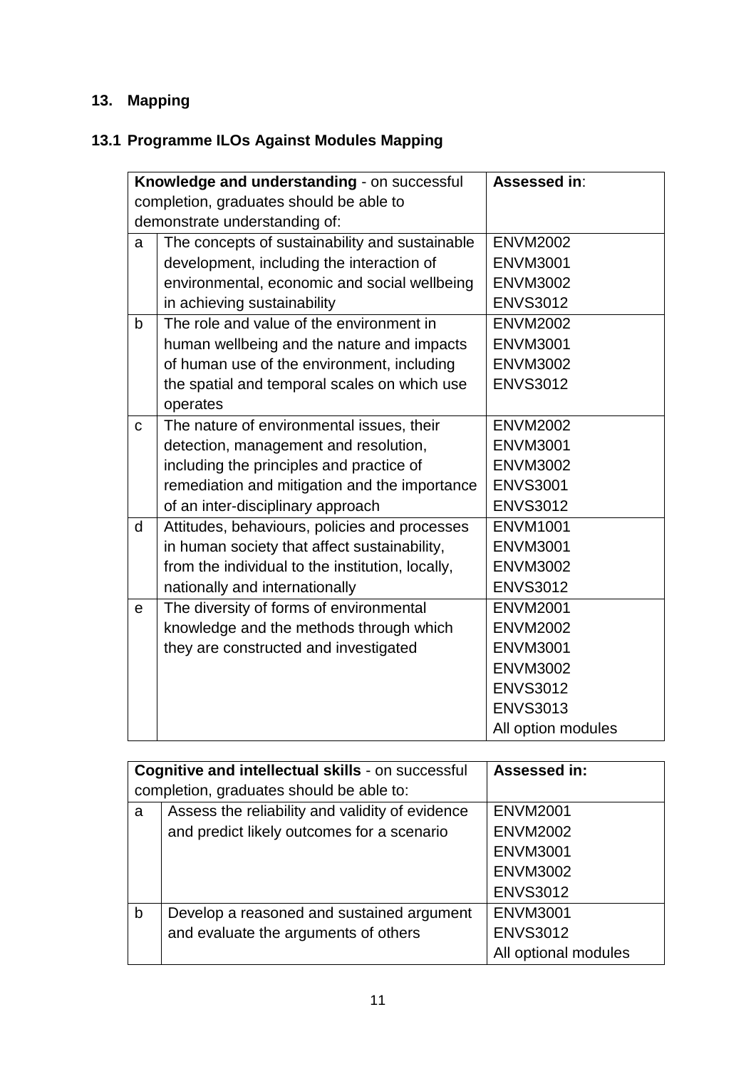## 13. Mapping

### 13.1 Programme ILOs Against Modules Mapping

| **Knowledge and understanding** - on successful completion, graduates should be able to demonstrate understanding of: | | **Assessed in**: |
|---|---|---|
| a | The concepts of sustainability and sustainable development, including the interaction of environmental, economic and social wellbeing in achieving sustainability | ENVM2002<br>ENVM3001<br>ENVM3002<br>ENVS3012 |
| b | The role and value of the environment in human wellbeing and the nature and impacts of human use of the environment, including the spatial and temporal scales on which use operates | ENVM2002<br>ENVM3001<br>ENVM3002<br>ENVS3012 |
| c | The nature of environmental issues, their detection, management and resolution, including the principles and practice of remediation and mitigation and the importance of an inter-disciplinary approach | ENVM2002<br>ENVM3001<br>ENVM3002<br>ENVS3001<br>ENVS3012 |
| d | Attitudes, behaviours, policies and processes in human society that affect sustainability, from the individual to the institution, locally, nationally and internationally | ENVM1001<br>ENVM3001<br>ENVM3002<br>ENVS3012 |
| e | The diversity of forms of environmental knowledge and the methods through which they are constructed and investigated | ENVM2001<br>ENVM2002<br>ENVM3001<br>ENVM3002<br>ENVS3012<br>ENVS3013<br>All option modules |

| **Cognitive and intellectual skills** - on successful completion, graduates should be able to: | | **Assessed in:** |
|---|---|---|
| a | Assess the reliability and validity of evidence and predict likely outcomes for a scenario | ENVM2001<br>ENVM2002<br>ENVM3001<br>ENVM3002<br>ENVS3012 |
| b | Develop a reasoned and sustained argument and evaluate the arguments of others | ENVM3001<br>ENVS3012<br>All optional modules |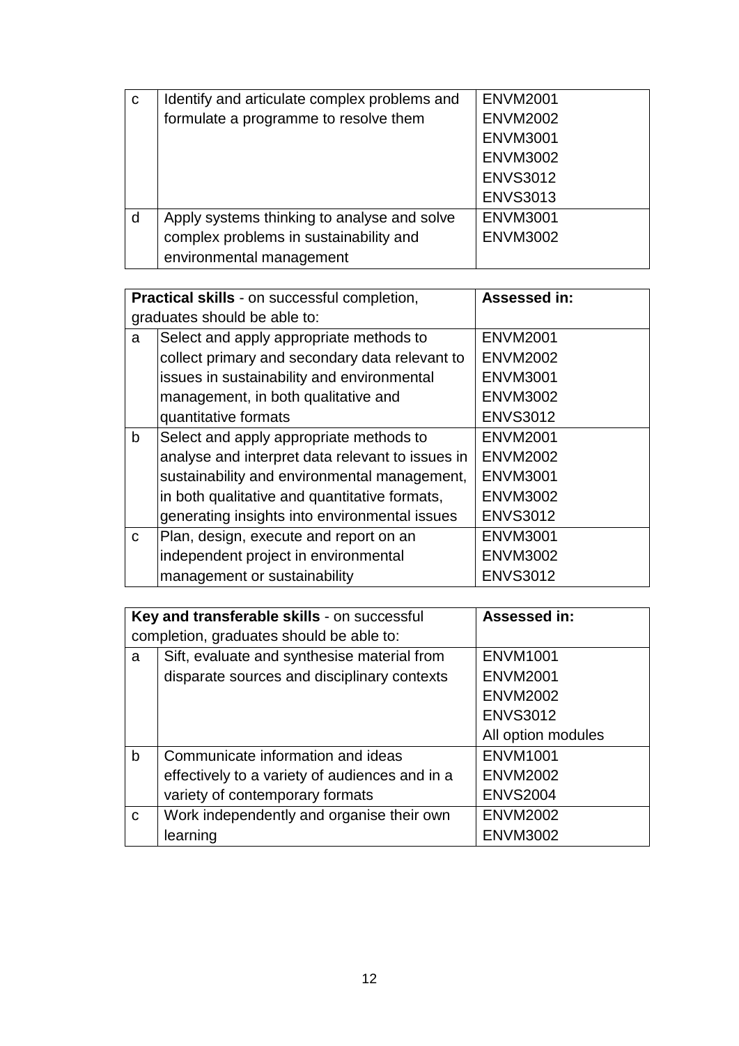| | | |
|---|---|---|
| c | Identify and articulate complex problems and formulate a programme to resolve them | ENVM2001<br>ENVM2002<br>ENVM3001<br>ENVM3002<br>ENVS3012<br>ENVS3013 |
| d | Apply systems thinking to analyse and solve complex problems in sustainability and environmental management | ENVM3001<br>ENVM3002 |

| **Practical skills** - on successful completion, graduates should be able to: | | **Assessed in:** |
|---|---|---|
| a | Select and apply appropriate methods to collect primary and secondary data relevant to issues in sustainability and environmental management, in both qualitative and quantitative formats | ENVM2001<br>ENVM2002<br>ENVM3001<br>ENVM3002<br>ENVS3012 |
| b | Select and apply appropriate methods to analyse and interpret data relevant to issues in sustainability and environmental management, in both qualitative and quantitative formats, generating insights into environmental issues | ENVM2001<br>ENVM2002<br>ENVM3001<br>ENVM3002<br>ENVS3012 |
| c | Plan, design, execute and report on an independent project in environmental management or sustainability | ENVM3001<br>ENVM3002<br>ENVS3012 |

| **Key and transferable skills** - on successful completion, graduates should be able to: | | **Assessed in:** |
|---|---|---|
| a | Sift, evaluate and synthesise material from disparate sources and disciplinary contexts | ENVM1001<br>ENVM2001<br>ENVM2002<br>ENVS3012<br>All option modules |
| b | Communicate information and ideas effectively to a variety of audiences and in a variety of contemporary formats | ENVM1001<br>ENVM2002<br>ENVS2004 |
| c | Work independently and organise their own learning | ENVM2002<br>ENVM3002 |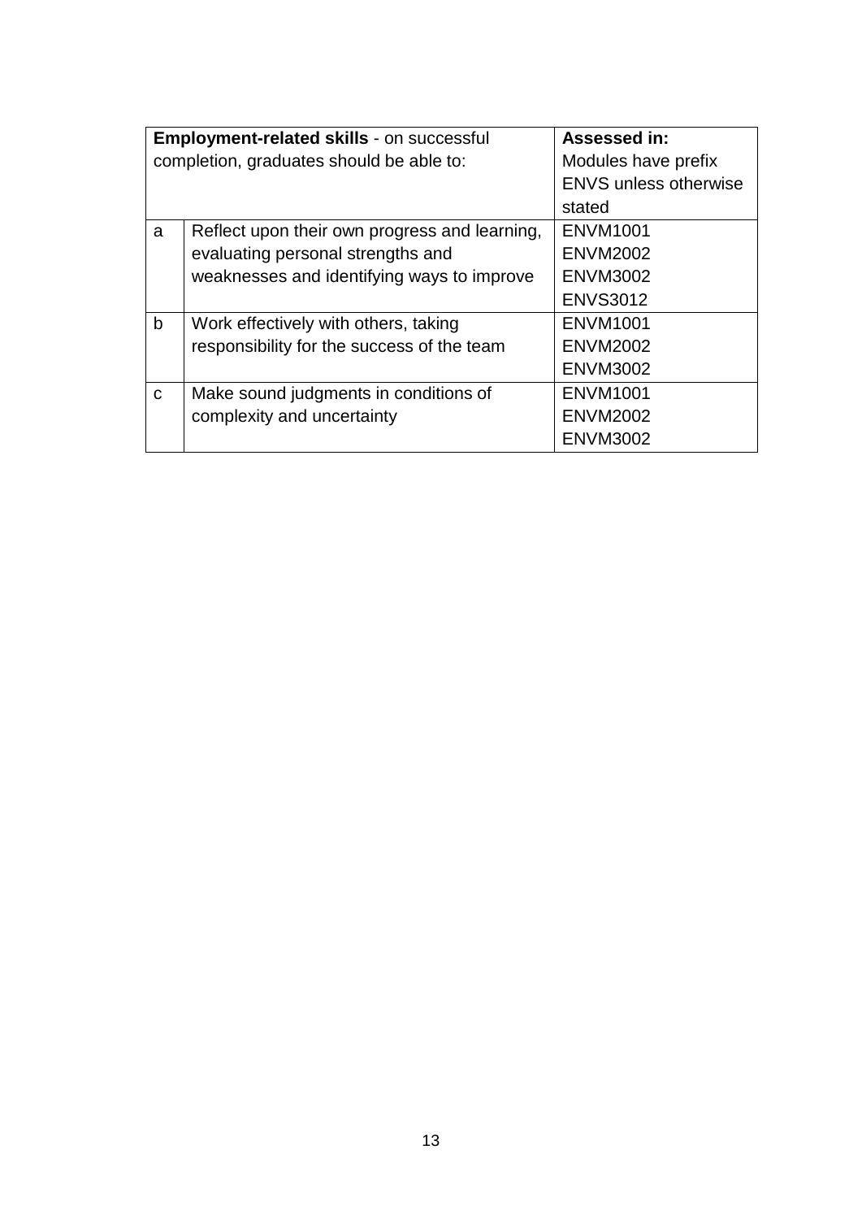| **Employment-related skills** - on successful completion, graduates should be able to: | | **Assessed in:** Modules have prefix ENVS unless otherwise stated |
|---|---|---|
| a | Reflect upon their own progress and learning, evaluating personal strengths and weaknesses and identifying ways to improve | ENVM1001<br>ENVM2002<br>ENVM3002<br>ENVS3012 |
| b | Work effectively with others, taking responsibility for the success of the team | ENVM1001<br>ENVM2002<br>ENVM3002 |
| c | Make sound judgments in conditions of complexity and uncertainty | ENVM1001<br>ENVM2002<br>ENVM3002 |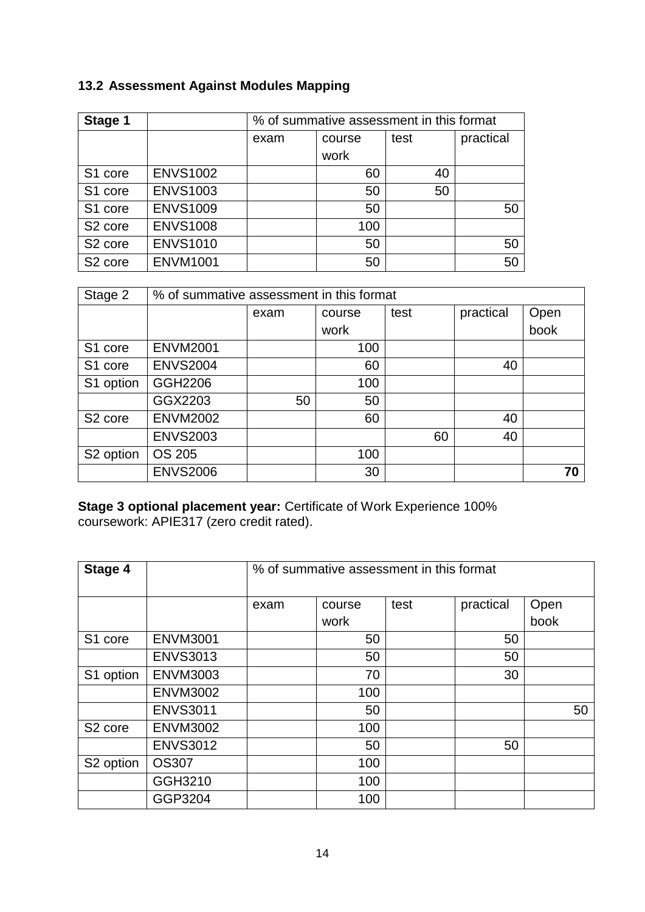### 13.2 Assessment Against Modules Mapping

| **Stage 1** | | % of summative assessment in this format | | | |
|---|---|---|---|---|---|
| | | exam | course work | test | practical |
| S1 core | ENVS1002 | | 60 | 40 | |
| S1 core | ENVS1003 | | 50 | 50 | |
| S1 core | ENVS1009 | | 50 | | 50 |
| S2 core | ENVS1008 | | 100 | | |
| S2 core | ENVS1010 | | 50 | | 50 |
| S2 core | ENVM1001 | | 50 | | 50 |

| Stage 2 | % of summative assessment in this format | | | | | |
|---|---|---|---|---|---|---|
| | | exam | course work | test | practical | Open book |
| S1 core | ENVM2001 | | 100 | | | |
| S1 core | ENVS2004 | | 60 | | 40 | |
| S1 option | GGH2206 | | 100 | | | |
| | GGX2203 | 50 | 50 | | | |
| S2 core | ENVM2002 | | 60 | | 40 | |
| | ENVS2003 | | | 60 | 40 | |
| S2 option | OS 205 | | 100 | | | |
| | ENVS2006 | | 30 | | | **70** |

**Stage 3 optional placement year:** Certificate of Work Experience 100% coursework: APIE317 (zero credit rated).

| **Stage 4** | | % of summative assessment in this format | | | | |
|---|---|---|---|---|---|---|
| | | exam | course work | test | practical | Open book |
| S1 core | ENVM3001 | | 50 | | 50 | |
| | ENVS3013 | | 50 | | 50 | |
| S1 option | ENVM3003 | | 70 | | 30 | |
| | ENVM3002 | | 100 | | | |
| | ENVS3011 | | 50 | | | 50 |
| S2 core | ENVM3002 | | 100 | | | |
| | ENVS3012 | | 50 | | 50 | |
| S2 option | OS307 | | 100 | | | |
| | GGH3210 | | 100 | | | |
| | GGP3204 | | 100 | | | |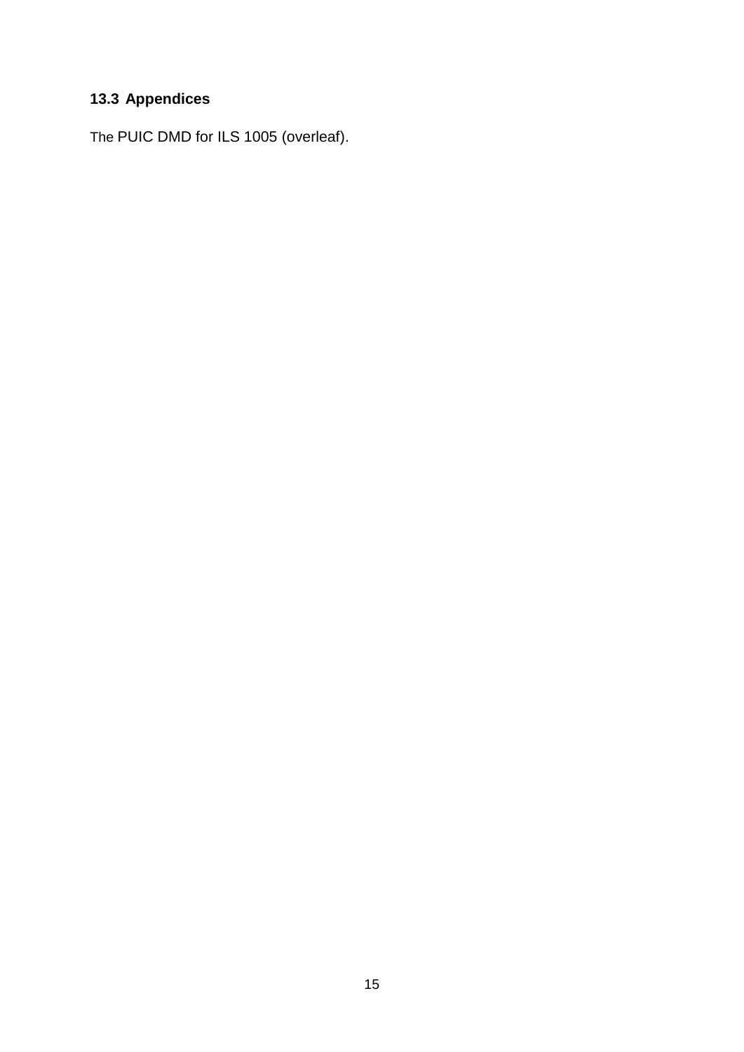### 13.3 Appendices

The PUIC DMD for ILS 1005 (overleaf).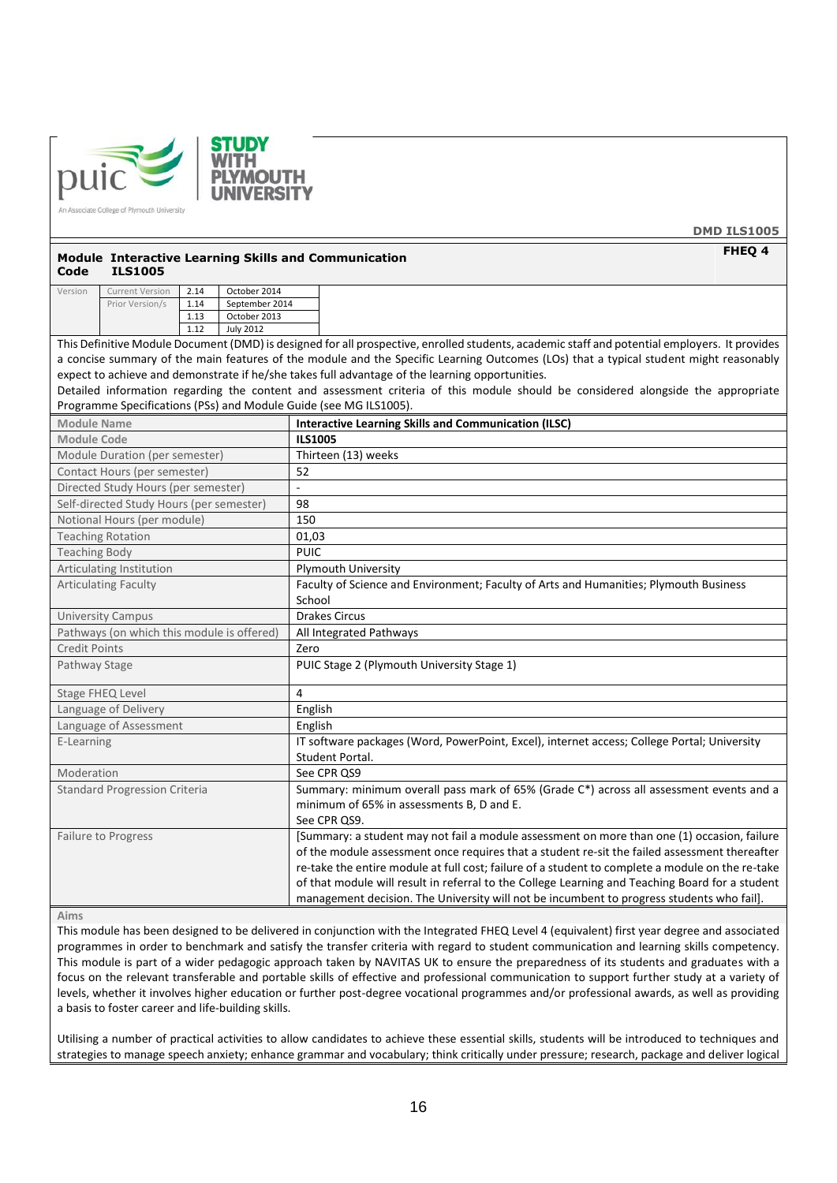puic | STUDY WITH PLYMOUTH UNIVERSITY

An Associate College of Plymouth University

**DMD ILS1005**

**FHEQ 4**

**Module Code** **Interactive Learning Skills and Communication** **ILS1005**

| Version | Current Version | 2.14 | October 2014 |
|---|---|---|---|
| | Prior Version/s | 1.14 | September 2014 |
| | | 1.13 | October 2013 |
| | | 1.12 | July 2012 |

This Definitive Module Document (DMD) is designed for all prospective, enrolled students, academic staff and potential employers. It provides a concise summary of the main features of the module and the Specific Learning Outcomes (LOs) that a typical student might reasonably expect to achieve and demonstrate if he/she takes full advantage of the learning opportunities.

Detailed information regarding the content and assessment criteria of this module should be considered alongside the appropriate Programme Specifications (PSs) and Module Guide (see MG ILS1005).

| Module Name | **Interactive Learning Skills and Communication (ILSC)** |
|---|---|
| Module Code | **ILS1005** |
| Module Duration (per semester) | Thirteen (13) weeks |
| Contact Hours (per semester) | 52 |
| Directed Study Hours (per semester) | - |
| Self-directed Study Hours (per semester) | 98 |
| Notional Hours (per module) | 150 |
| Teaching Rotation | 01,03 |
| Teaching Body | PUIC |
| Articulating Institution | Plymouth University |
| Articulating Faculty | Faculty of Science and Environment; Faculty of Arts and Humanities; Plymouth Business School |
| University Campus | Drakes Circus |
| Pathways (on which this module is offered) | All Integrated Pathways |
| Credit Points | Zero |
| Pathway Stage | PUIC Stage 2 (Plymouth University Stage 1) |
| Stage FHEQ Level | 4 |
| Language of Delivery | English |
| Language of Assessment | English |
| E-Learning | IT software packages (Word, PowerPoint, Excel), internet access; College Portal; University Student Portal. |
| Moderation | See CPR QS9 |
| Standard Progression Criteria | Summary: minimum overall pass mark of 65% (Grade C*) across all assessment events and a minimum of 65% in assessments B, D and E. See CPR QS9. |
| Failure to Progress | [Summary: a student may not fail a module assessment on more than one (1) occasion, failure of the module assessment once requires that a student re-sit the failed assessment thereafter re-take the entire module at full cost; failure of a student to complete a module on the re-take of that module will result in referral to the College Learning and Teaching Board for a student management decision. The University will not be incumbent to progress students who fail]. |

**Aims**

This module has been designed to be delivered in conjunction with the Integrated FHEQ Level 4 (equivalent) first year degree and associated programmes in order to benchmark and satisfy the transfer criteria with regard to student communication and learning skills competency. This module is part of a wider pedagogic approach taken by NAVITAS UK to ensure the preparedness of its students and graduates with a focus on the relevant transferable and portable skills of effective and professional communication to support further study at a variety of levels, whether it involves higher education or further post-degree vocational programmes and/or professional awards, as well as providing a basis to foster career and life-building skills.

Utilising a number of practical activities to allow candidates to achieve these essential skills, students will be introduced to techniques and strategies to manage speech anxiety; enhance grammar and vocabulary; think critically under pressure; research, package and deliver logical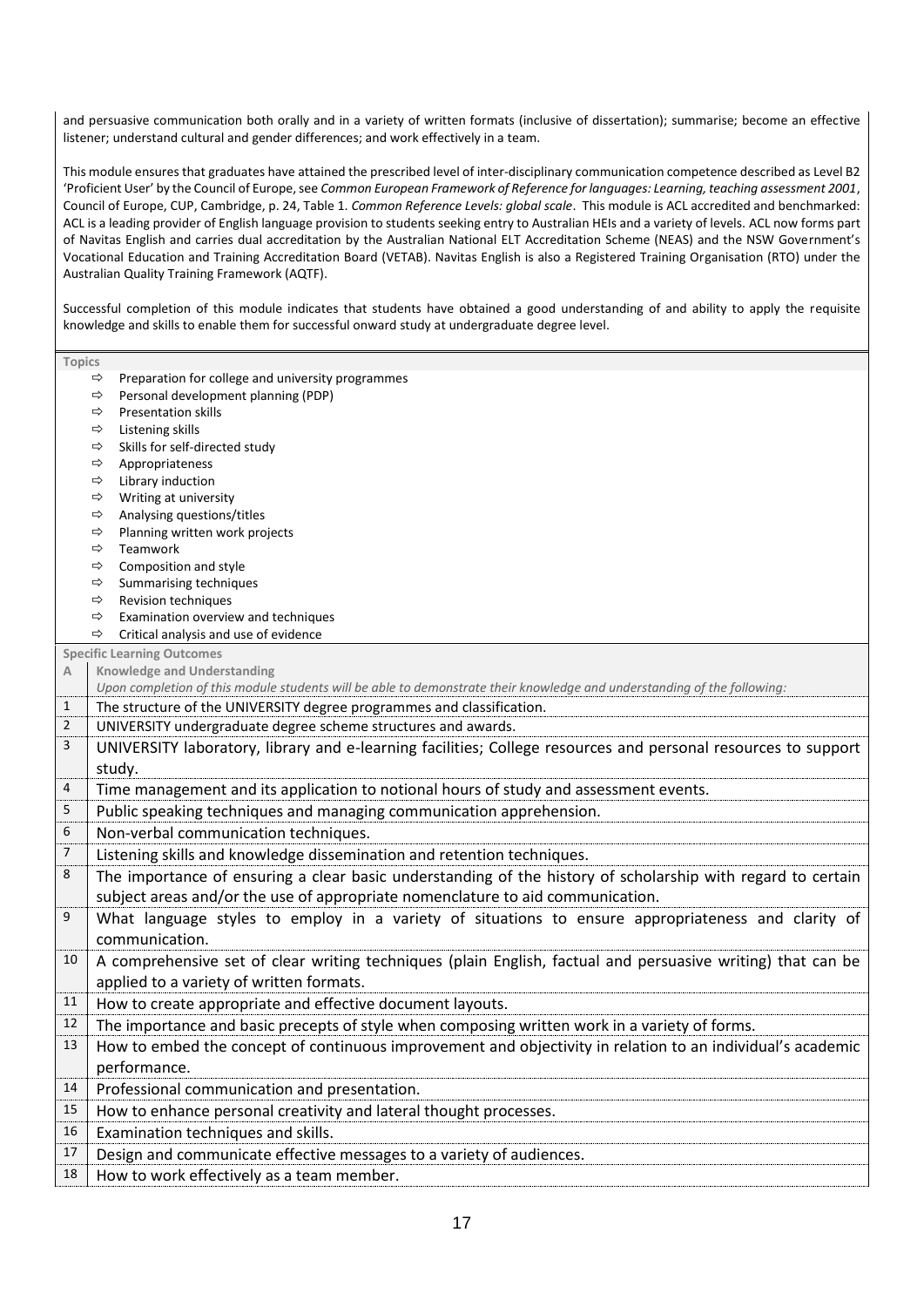and persuasive communication both orally and in a variety of written formats (inclusive of dissertation); summarise; become an effective listener; understand cultural and gender differences; and work effectively in a team.

This module ensures that graduates have attained the prescribed level of inter-disciplinary communication competence described as Level B2 'Proficient User' by the Council of Europe, see *Common European Framework of Reference for languages: Learning, teaching assessment 2001*, Council of Europe, CUP, Cambridge, p. 24, Table 1. *Common Reference Levels: global scale*. This module is ACL accredited and benchmarked: ACL is a leading provider of English language provision to students seeking entry to Australian HEIs and a variety of levels. ACL now forms part of Navitas English and carries dual accreditation by the Australian National ELT Accreditation Scheme (NEAS) and the NSW Government's Vocational Education and Training Accreditation Board (VETAB). Navitas English is also a Registered Training Organisation (RTO) under the Australian Quality Training Framework (AQTF).

Successful completion of this module indicates that students have obtained a good understanding of and ability to apply the requisite knowledge and skills to enable them for successful onward study at undergraduate degree level.

**Topics**

- ⇨ Preparation for college and university programmes
- ⇨ Personal development planning (PDP)
- ⇨ Presentation skills
- ⇨ Listening skills
- ⇨ Skills for self-directed study
- ⇨ Appropriateness
- ⇨ Library induction
- ⇨ Writing at university
- ⇨ Analysing questions/titles
- ⇨ Planning written work projects
- ⇨ Teamwork
- ⇨ Composition and style
- ⇨ Summarising techniques
- ⇨ Revision techniques
- ⇨ Examination overview and techniques
- ⇨ Critical analysis and use of evidence

**Specific Learning Outcomes**

| A | **Knowledge and Understanding**<br>*Upon completion of this module students will be able to demonstrate their knowledge and understanding of the following:* |
|---|---|
| 1 | The structure of the UNIVERSITY degree programmes and classification. |
| 2 | UNIVERSITY undergraduate degree scheme structures and awards. |
| 3 | UNIVERSITY laboratory, library and e-learning facilities; College resources and personal resources to support study. |
| 4 | Time management and its application to notional hours of study and assessment events. |
| 5 | Public speaking techniques and managing communication apprehension. |
| 6 | Non-verbal communication techniques. |
| 7 | Listening skills and knowledge dissemination and retention techniques. |
| 8 | The importance of ensuring a clear basic understanding of the history of scholarship with regard to certain subject areas and/or the use of appropriate nomenclature to aid communication. |
| 9 | What language styles to employ in a variety of situations to ensure appropriateness and clarity of communication. |
| 10 | A comprehensive set of clear writing techniques (plain English, factual and persuasive writing) that can be applied to a variety of written formats. |
| 11 | How to create appropriate and effective document layouts. |
| 12 | The importance and basic precepts of style when composing written work in a variety of forms. |
| 13 | How to embed the concept of continuous improvement and objectivity in relation to an individual's academic performance. |
| 14 | Professional communication and presentation. |
| 15 | How to enhance personal creativity and lateral thought processes. |
| 16 | Examination techniques and skills. |
| 17 | Design and communicate effective messages to a variety of audiences. |
| 18 | How to work effectively as a team member. |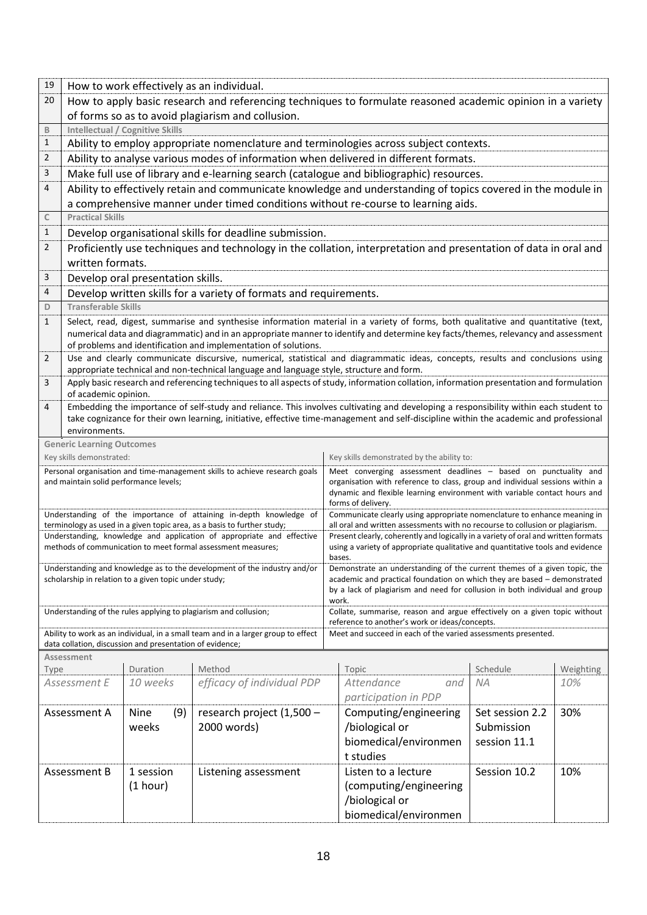| | |
|---|---|
| 19 | How to work effectively as an individual. |
| 20 | How to apply basic research and referencing techniques to formulate reasoned academic opinion in a variety of forms so as to avoid plagiarism and collusion. |
| **B** | **Intellectual / Cognitive Skills** |
| 1 | Ability to employ appropriate nomenclature and terminologies across subject contexts. |
| 2 | Ability to analyse various modes of information when delivered in different formats. |
| 3 | Make full use of library and e-learning search (catalogue and bibliographic) resources. |
| 4 | Ability to effectively retain and communicate knowledge and understanding of topics covered in the module in a comprehensive manner under timed conditions without re-course to learning aids. |
| **C** | **Practical Skills** |
| 1 | Develop organisational skills for deadline submission. |
| 2 | Proficiently use techniques and technology in the collation, interpretation and presentation of data in oral and written formats. |
| 3 | Develop oral presentation skills. |
| 4 | Develop written skills for a variety of formats and requirements. |
| **D** | **Transferable Skills** |
| 1 | Select, read, digest, summarise and synthesise information material in a variety of forms, both qualitative and quantitative (text, numerical data and diagrammatic) and in an appropriate manner to identify and determine key facts/themes, relevancy and assessment of problems and identification and implementation of solutions. |
| 2 | Use and clearly communicate discursive, numerical, statistical and diagrammatic ideas, concepts, results and conclusions using appropriate technical and non-technical language and language style, structure and form. |
| 3 | Apply basic research and referencing techniques to all aspects of study, information collation, information presentation and formulation of academic opinion. |
| 4 | Embedding the importance of self-study and reliance. This involves cultivating and developing a responsibility within each student to take cognizance for their own learning, initiative, effective time-management and self-discipline within the academic and professional environments. |

**Generic Learning Outcomes**

| Key skills demonstrated: | Key skills demonstrated by the ability to: |
|---|---|
| Personal organisation and time-management skills to achieve research goals and maintain solid performance levels; | Meet converging assessment deadlines – based on punctuality and organisation with reference to class, group and individual sessions within a dynamic and flexible learning environment with variable contact hours and forms of delivery. |
| Understanding of the importance of attaining in-depth knowledge of terminology as used in a given topic area, as a basis to further study; | Communicate clearly using appropriate nomenclature to enhance meaning in all oral and written assessments with no recourse to collusion or plagiarism. |
| Understanding, knowledge and application of appropriate and effective methods of communication to meet formal assessment measures; | Present clearly, coherently and logically in a variety of oral and written formats using a variety of appropriate qualitative and quantitative tools and evidence bases. |
| Understanding and knowledge as to the development of the industry and/or scholarship in relation to a given topic under study; | Demonstrate an understanding of the current themes of a given topic, the academic and practical foundation on which they are based – demonstrated by a lack of plagiarism and need for collusion in both individual and group work. |
| Understanding of the rules applying to plagiarism and collusion; | Collate, summarise, reason and argue effectively on a given topic without reference to another's work or ideas/concepts. |
| Ability to work as an individual, in a small team and in a larger group to effect data collation, discussion and presentation of evidence; | Meet and succeed in each of the varied assessments presented. |

**Assessment**

| Type | Duration | Method | Topic | Schedule | Weighting |
|---|---|---|---|---|---|
| *Assessment E* | *10 weeks* | *efficacy of individual PDP* | *Attendance and participation in PDP* | *NA* | *10%* |
| Assessment A | Nine (9) weeks | research project (1,500 – 2000 words) | Computing/engineering /biological or biomedical/environment studies | Set session 2.2 Submission session 11.1 | 30% |
| Assessment B | 1 session (1 hour) | Listening assessment | Listen to a lecture (computing/engineering /biological or biomedical/environmen | Session 10.2 | 10% |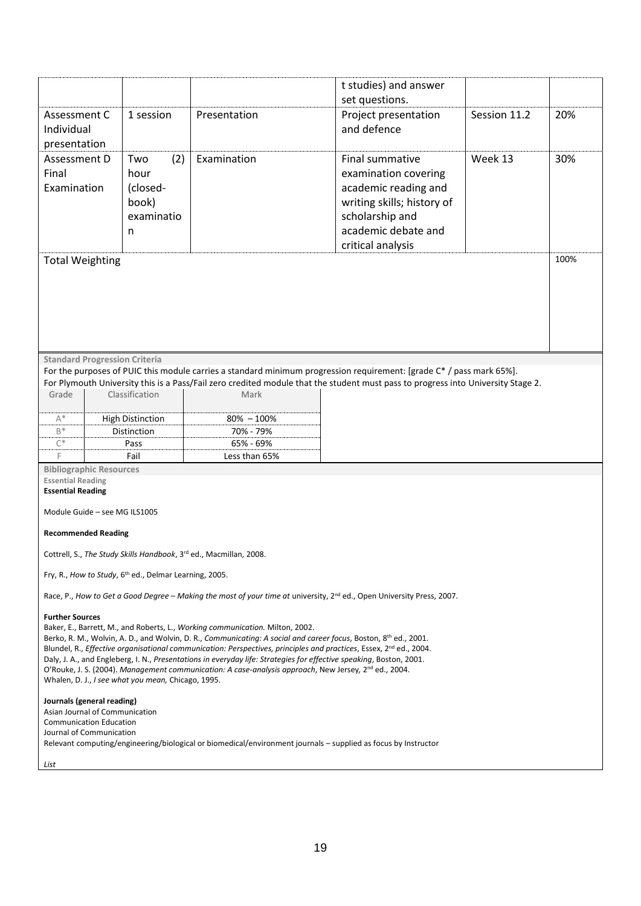| | | | | | |
|---|---|---|---|---|---|
| | | | t studies) and answer set questions. | | |
| Assessment C Individual presentation | 1 session | Presentation | Project presentation and defence | Session 11.2 | 20% |
| Assessment D Final Examination | Two (2) hour (closed-book) examination | Examination | Final summative examination covering academic reading and writing skills; history of scholarship and academic debate and critical analysis | Week 13 | 30% |
| Total Weighting | | | | | 100% |

**Standard Progression Criteria**

For the purposes of PUIC this module carries a standard minimum progression requirement: [grade C* / pass mark 65%].
For Plymouth University this is a Pass/Fail zero credited module that the student must pass to progress into University Stage 2.

| Grade | Classification | Mark |
|---|---|---|
| A* | High Distinction | 80% – 100% |
| B* | Distinction | 70% - 79% |
| C* | Pass | 65% - 69% |
| F | Fail | Less than 65% |

**Bibliographic Resources**

**Essential Reading**

**Essential Reading**

Module Guide – see MG ILS1005

**Recommended Reading**

Cottrell, S., *The Study Skills Handbook*, 3rd ed., Macmillan, 2008.

Fry, R., *How to Study*, 6th ed., Delmar Learning, 2005.

Race, P., *How to Get a Good Degree – Making the most of your time at* university, 2nd ed., Open University Press, 2007.

**Further Sources**

Baker, E., Barrett, M., and Roberts, L., *Working communication.* Milton, 2002.
Berko, R. M., Wolvin, A. D., and Wolvin, D. R., *Communicating: A social and career focus*, Boston, 8th ed., 2001.
Blundel, R., *Effective organisational communication: Perspectives, principles and practices*, Essex, 2nd ed., 2004.
Daly, J. A., and Engleberg, I. N., *Presentations in everyday life: Strategies for effective speaking*, Boston, 2001.
O'Rouke, J. S. (2004). *Management communication: A case-analysis approach*, New Jersey, 2nd ed., 2004.
Whalen, D. J., *I see what you mean,* Chicago, 1995.

**Journals (general reading)**

Asian Journal of Communication
Communication Education
Journal of Communication
Relevant computing/engineering/biological or biomedical/environment journals – supplied as focus by Instructor

*List*